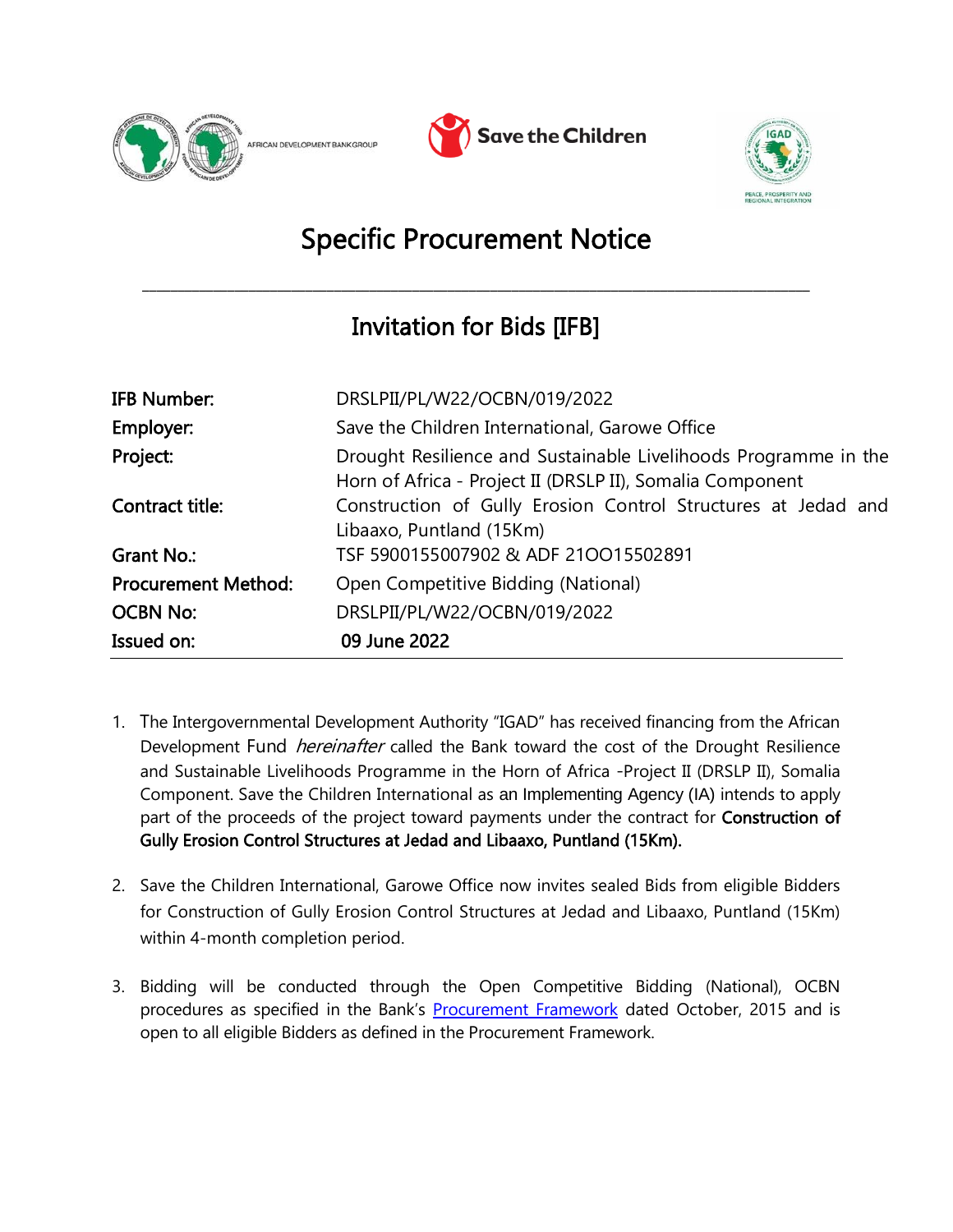# Specific Procurement Notice

## Invitation for Bids [IFB]

| | |
|---|---|
| **IFB Number:** | DRSLPII/PL/W22/OCBN/019/2022 |
| **Employer:** | Save the Children International, Garowe Office |
| **Project:** | Drought Resilience and Sustainable Livelihoods Programme in the Horn of Africa - Project II (DRSLP II), Somalia Component |
| **Contract title:** | Construction of Gully Erosion Control Structures at Jedad and Libaaxo, Puntland (15Km) |
| **Grant No.:** | TSF 5900155007902 & ADF 210O15502891 |
| **Procurement Method:** | Open Competitive Bidding (National) |
| **OCBN No:** | DRSLPII/PL/W22/OCBN/019/2022 |
| **Issued on:** | **09 June 2022** |

1. The Intergovernmental Development Authority "IGAD" has received financing from the African Development Fund *hereinafter* called the Bank toward the cost of the Drought Resilience and Sustainable Livelihoods Programme in the Horn of Africa -Project II (DRSLP II), Somalia Component. Save the Children International as an Implementing Agency (IA) intends to apply part of the proceeds of the project toward payments under the contract for **Construction of Gully Erosion Control Structures at Jedad and Libaaxo, Puntland (15Km).**

2. Save the Children International, Garowe Office now invites sealed Bids from eligible Bidders for Construction of Gully Erosion Control Structures at Jedad and Libaaxo, Puntland (15Km) within 4-month completion period.

3. Bidding will be conducted through the Open Competitive Bidding (National), OCBN procedures as specified in the Bank's Procurement Framework dated October, 2015 and is open to all eligible Bidders as defined in the Procurement Framework.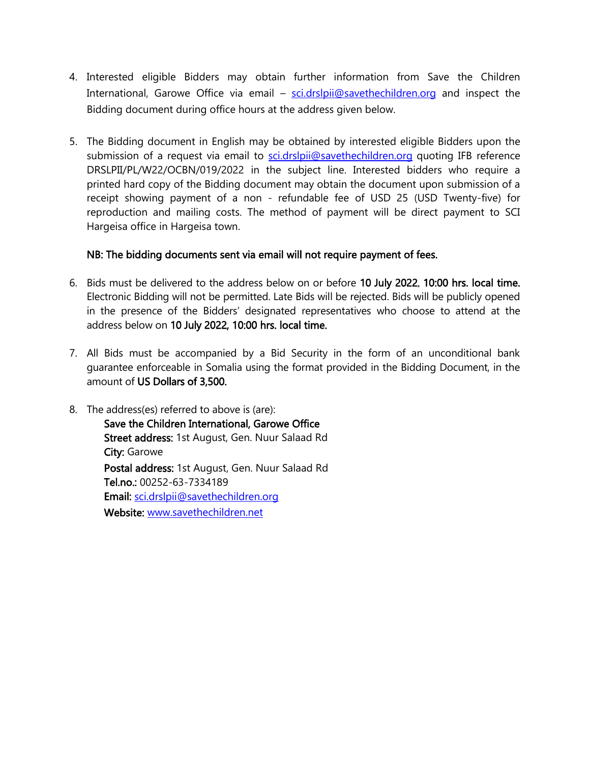4. Interested eligible Bidders may obtain further information from Save the Children International, Garowe Office via email – sci.drslpii@savethechildren.org and inspect the Bidding document during office hours at the address given below.

5. The Bidding document in English may be obtained by interested eligible Bidders upon the submission of a request via email to sci.drslpii@savethechildren.org quoting IFB reference DRSLPII/PL/W22/OCBN/019/2022 in the subject line. Interested bidders who require a printed hard copy of the Bidding document may obtain the document upon submission of a receipt showing payment of a non - refundable fee of USD 25 (USD Twenty-five) for reproduction and mailing costs. The method of payment will be direct payment to SCI Hargeisa office in Hargeisa town.

   **NB: The bidding documents sent via email will not require payment of fees.**

6. Bids must be delivered to the address below on or before **10 July 2022**, **10:00 hrs. local time.** Electronic Bidding will not be permitted. Late Bids will be rejected. Bids will be publicly opened in the presence of the Bidders' designated representatives who choose to attend at the address below on **10 July 2022, 10:00 hrs. local time.**

7. All Bids must be accompanied by a Bid Security in the form of an unconditional bank guarantee enforceable in Somalia using the format provided in the Bidding Document, in the amount of **US Dollars of 3,500.**

8. The address(es) referred to above is (are):

   **Save the Children International, Garowe Office**
   **Street address:** 1st August, Gen. Nuur Salaad Rd
   **City:** Garowe
   **Postal address:** 1st August, Gen. Nuur Salaad Rd
   **Tel.no.:** 00252-63-7334189
   **Email:** sci.drslpii@savethechildren.org
   **Website:** www.savethechildren.net